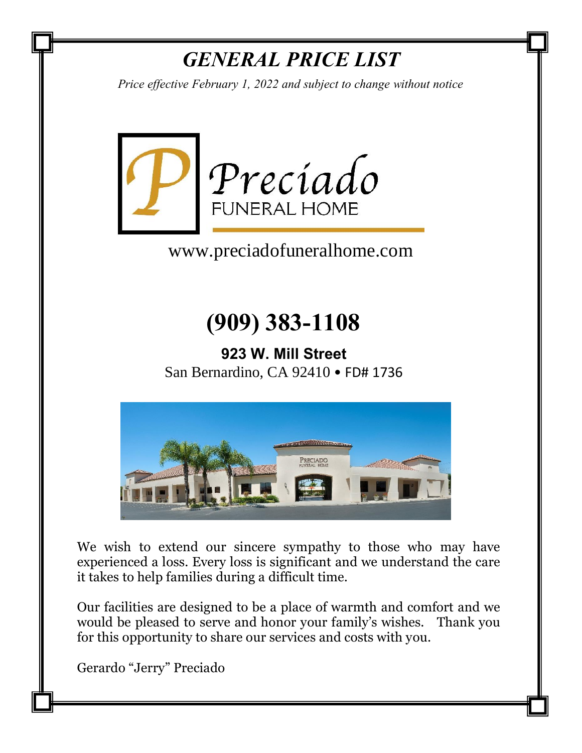# *GENERAL PRICE LIST*

*Price effective February 1, 2022 and subject to change without notice*

Preciado
FUNERAL HOME

www.preciadofuneralhome.com

# (909) 383-1108

**923 W. Mill Street**
San Bernardino, CA 92410 • FD# 1736

We wish to extend our sincere sympathy to those who may have experienced a loss. Every loss is significant and we understand the care it takes to help families during a difficult time.

Our facilities are designed to be a place of warmth and comfort and we would be pleased to serve and honor your family's wishes. Thank you for this opportunity to share our services and costs with you.

Gerardo "Jerry" Preciado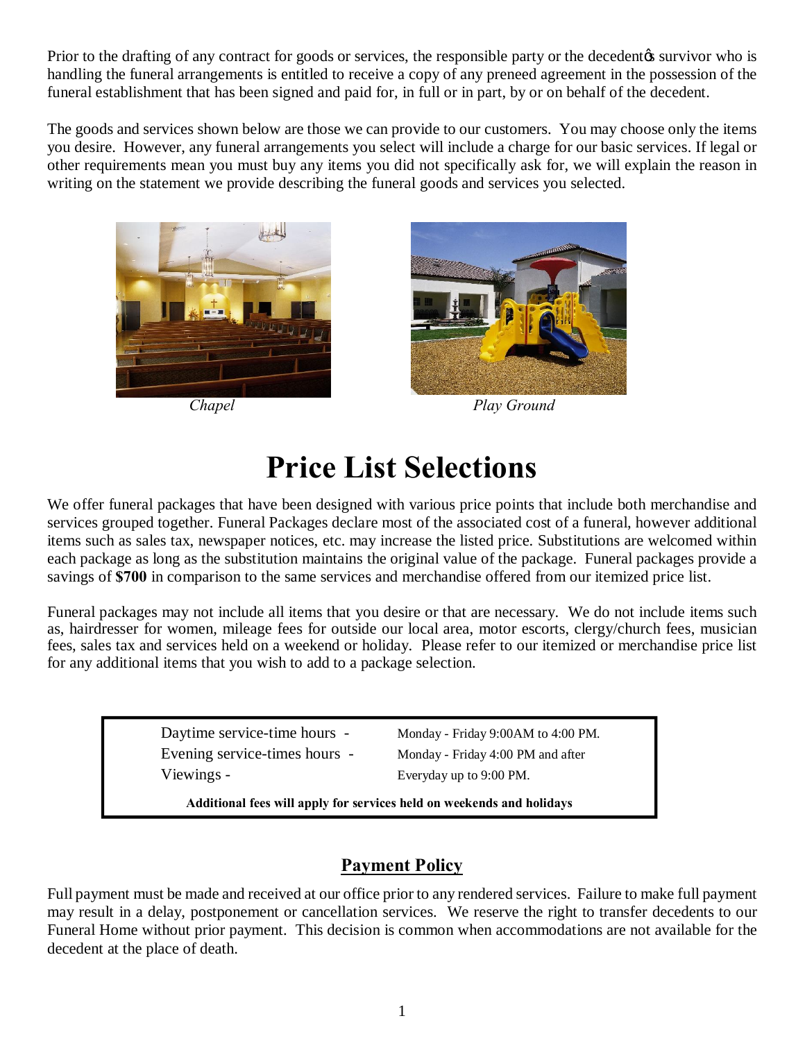Prior to the drafting of any contract for goods or services, the responsible party or the decedentøs survivor who is handling the funeral arrangements is entitled to receive a copy of any preneed agreement in the possession of the funeral establishment that has been signed and paid for, in full or in part, by or on behalf of the decedent.

The goods and services shown below are those we can provide to our customers. You may choose only the items you desire. However, any funeral arrangements you select will include a charge for our basic services. If legal or other requirements mean you must buy any items you did not specifically ask for, we will explain the reason in writing on the statement we provide describing the funeral goods and services you selected.

*Chapel*

*Play Ground*

# Price List Selections

We offer funeral packages that have been designed with various price points that include both merchandise and services grouped together. Funeral Packages declare most of the associated cost of a funeral, however additional items such as sales tax, newspaper notices, etc. may increase the listed price. Substitutions are welcomed within each package as long as the substitution maintains the original value of the package. Funeral packages provide a savings of **$700** in comparison to the same services and merchandise offered from our itemized price list.

Funeral packages may not include all items that you desire or that are necessary. We do not include items such as, hairdresser for women, mileage fees for outside our local area, motor escorts, clergy/church fees, musician fees, sales tax and services held on a weekend or holiday. Please refer to our itemized or merchandise price list for any additional items that you wish to add to a package selection.

| | |
|---|---|
| Daytime service-time hours - | Monday - Friday 9:00AM to 4:00 PM. |
| Evening service-times hours - | Monday - Friday 4:00 PM and after |
| Viewings - | Everyday up to 9:00 PM. |

**Additional fees will apply for services held on weekends and holidays**

## Payment Policy

Full payment must be made and received at our office prior to any rendered services. Failure to make full payment may result in a delay, postponement or cancellation services. We reserve the right to transfer decedents to our Funeral Home without prior payment. This decision is common when accommodations are not available for the decedent at the place of death.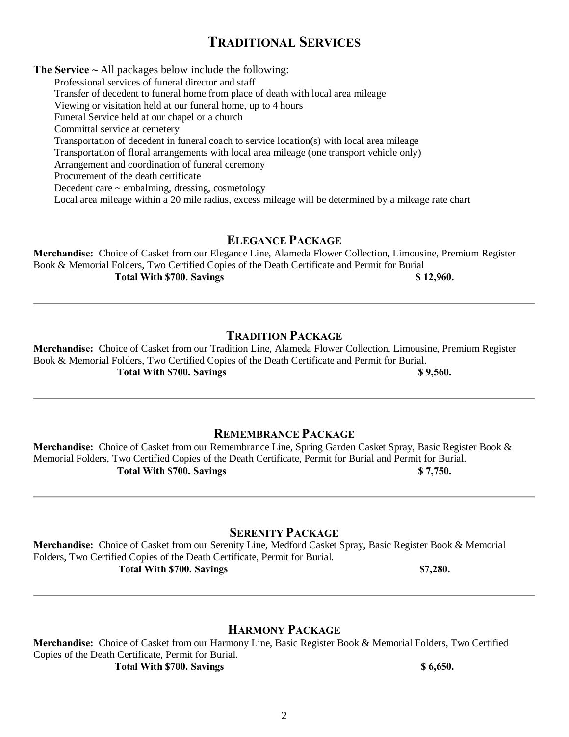# Traditional Services

**The Service ~** All packages below include the following:

- Professional services of funeral director and staff
- Transfer of decedent to funeral home from place of death with local area mileage
- Viewing or visitation held at our funeral home, up to 4 hours
- Funeral Service held at our chapel or a church
- Committal service at cemetery
- Transportation of decedent in funeral coach to service location(s) with local area mileage
- Transportation of floral arrangements with local area mileage (one transport vehicle only)
- Arrangement and coordination of funeral ceremony
- Procurement of the death certificate
- Decedent care ~ embalming, dressing, cosmetology
- Local area mileage within a 20 mile radius, excess mileage will be determined by a mileage rate chart

## Elegance Package

**Merchandise:** Choice of Casket from our Elegance Line, Alameda Flower Collection, Limousine, Premium Register Book & Memorial Folders, Two Certified Copies of the Death Certificate and Permit for Burial

**Total With $700. Savings** **$ 12,960.**

---

## Tradition Package

**Merchandise:** Choice of Casket from our Tradition Line, Alameda Flower Collection, Limousine, Premium Register Book & Memorial Folders, Two Certified Copies of the Death Certificate and Permit for Burial.

**Total With $700. Savings** **$ 9,560.**

---

## Remembrance Package

**Merchandise:** Choice of Casket from our Remembrance Line, Spring Garden Casket Spray, Basic Register Book & Memorial Folders, Two Certified Copies of the Death Certificate, Permit for Burial and Permit for Burial.

**Total With $700. Savings** **$ 7,750.**

---

## Serenity Package

**Merchandise:** Choice of Casket from our Serenity Line, Medford Casket Spray, Basic Register Book & Memorial Folders, Two Certified Copies of the Death Certificate, Permit for Burial.

**Total With $700. Savings** **$7,280.**

---

## Harmony Package

**Merchandise:** Choice of Casket from our Harmony Line, Basic Register Book & Memorial Folders, Two Certified Copies of the Death Certificate, Permit for Burial.

**Total With $700. Savings** **$ 6,650.**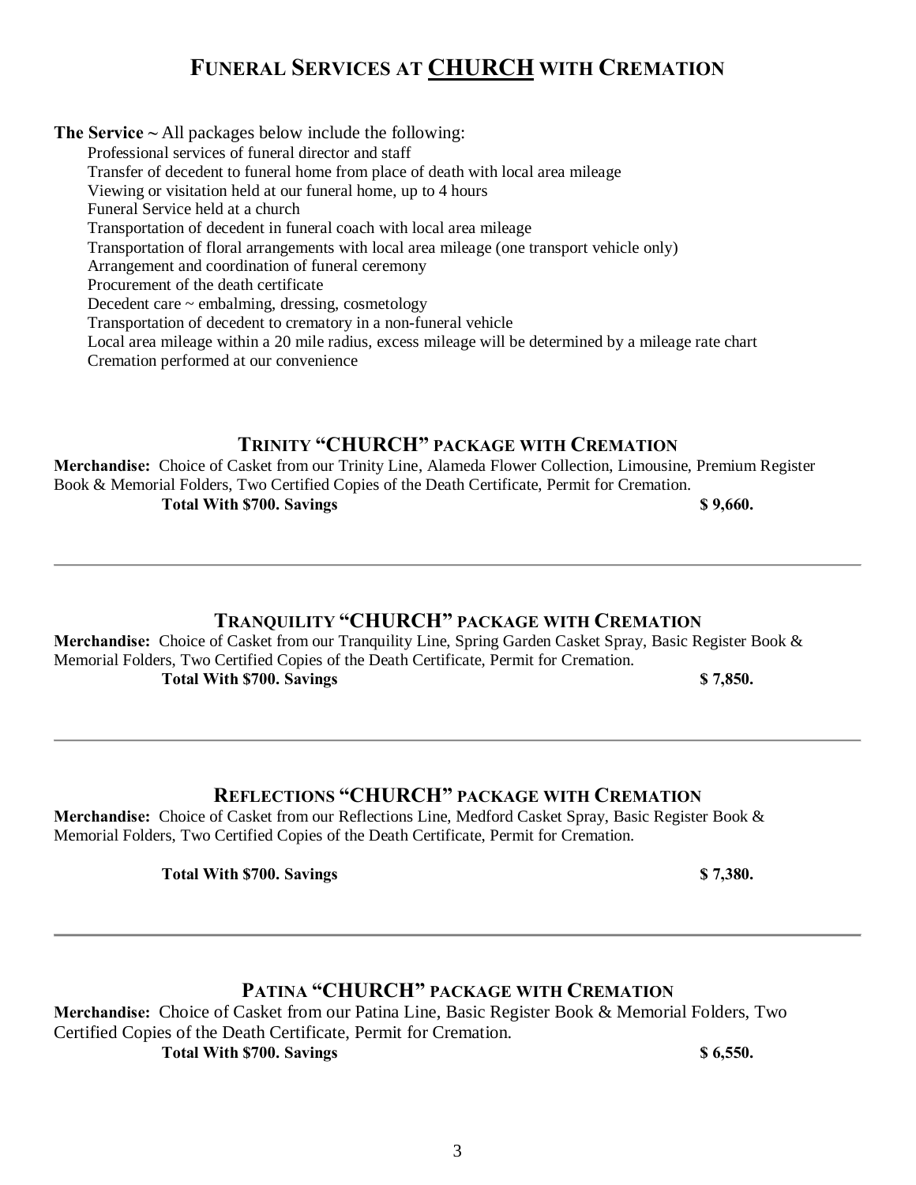# Funeral Services at CHURCH with Cremation

**The Service ~** All packages below include the following:

- Professional services of funeral director and staff
- Transfer of decedent to funeral home from place of death with local area mileage
- Viewing or visitation held at our funeral home, up to 4 hours
- Funeral Service held at a church
- Transportation of decedent in funeral coach with local area mileage
- Transportation of floral arrangements with local area mileage (one transport vehicle only)
- Arrangement and coordination of funeral ceremony
- Procurement of the death certificate
- Decedent care ~ embalming, dressing, cosmetology
- Transportation of decedent to crematory in a non-funeral vehicle
- Local area mileage within a 20 mile radius, excess mileage will be determined by a mileage rate chart
- Cremation performed at our convenience

## Trinity "CHURCH" Package with Cremation

**Merchandise:** Choice of Casket from our Trinity Line, Alameda Flower Collection, Limousine, Premium Register Book & Memorial Folders, Two Certified Copies of the Death Certificate, Permit for Cremation.

**Total With $700. Savings** **$ 9,660.**

---

## Tranquility "CHURCH" Package with Cremation

**Merchandise:** Choice of Casket from our Tranquility Line, Spring Garden Casket Spray, Basic Register Book & Memorial Folders, Two Certified Copies of the Death Certificate, Permit for Cremation.

**Total With $700. Savings** **$ 7,850.**

---

## Reflections "CHURCH" Package with Cremation

**Merchandise:** Choice of Casket from our Reflections Line, Medford Casket Spray, Basic Register Book & Memorial Folders, Two Certified Copies of the Death Certificate, Permit for Cremation.

**Total With $700. Savings** **$ 7,380.**

---

## Patina "CHURCH" Package with Cremation

**Merchandise:** Choice of Casket from our Patina Line, Basic Register Book & Memorial Folders, Two Certified Copies of the Death Certificate, Permit for Cremation.

**Total With $700. Savings** **$ 6,550.**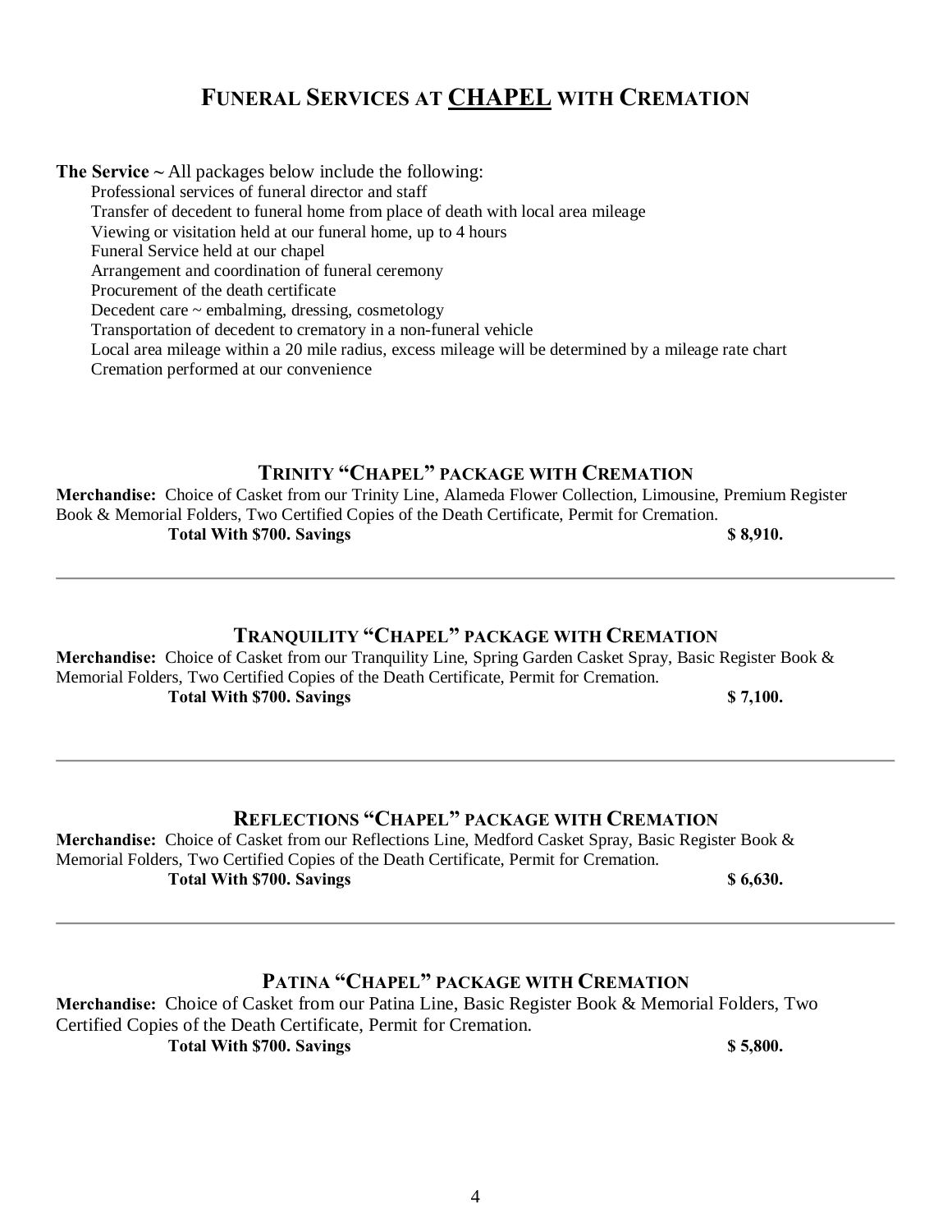# FUNERAL SERVICES AT <u>CHAPEL</u> WITH CREMATION

**The Service ~** All packages below include the following:

- Professional services of funeral director and staff
- Transfer of decedent to funeral home from place of death with local area mileage
- Viewing or visitation held at our funeral home, up to 4 hours
- Funeral Service held at our chapel
- Arrangement and coordination of funeral ceremony
- Procurement of the death certificate
- Decedent care ~ embalming, dressing, cosmetology
- Transportation of decedent to crematory in a non-funeral vehicle
- Local area mileage within a 20 mile radius, excess mileage will be determined by a mileage rate chart
- Cremation performed at our convenience

## TRINITY "CHAPEL" PACKAGE WITH CREMATION

**Merchandise:** Choice of Casket from our Trinity Line, Alameda Flower Collection, Limousine, Premium Register Book & Memorial Folders, Two Certified Copies of the Death Certificate, Permit for Cremation.

**Total With $700. Savings** **$ 8,910.**

---

## TRANQUILITY "CHAPEL" PACKAGE WITH CREMATION

**Merchandise:** Choice of Casket from our Tranquility Line, Spring Garden Casket Spray, Basic Register Book & Memorial Folders, Two Certified Copies of the Death Certificate, Permit for Cremation.

**Total With $700. Savings** **$ 7,100.**

---

## REFLECTIONS "CHAPEL" PACKAGE WITH CREMATION

**Merchandise:** Choice of Casket from our Reflections Line, Medford Casket Spray, Basic Register Book & Memorial Folders, Two Certified Copies of the Death Certificate, Permit for Cremation.

**Total With $700. Savings** **$ 6,630.**

---

## PATINA "CHAPEL" PACKAGE WITH CREMATION

**Merchandise:** Choice of Casket from our Patina Line, Basic Register Book & Memorial Folders, Two Certified Copies of the Death Certificate, Permit for Cremation.

**Total With $700. Savings** **$ 5,800.**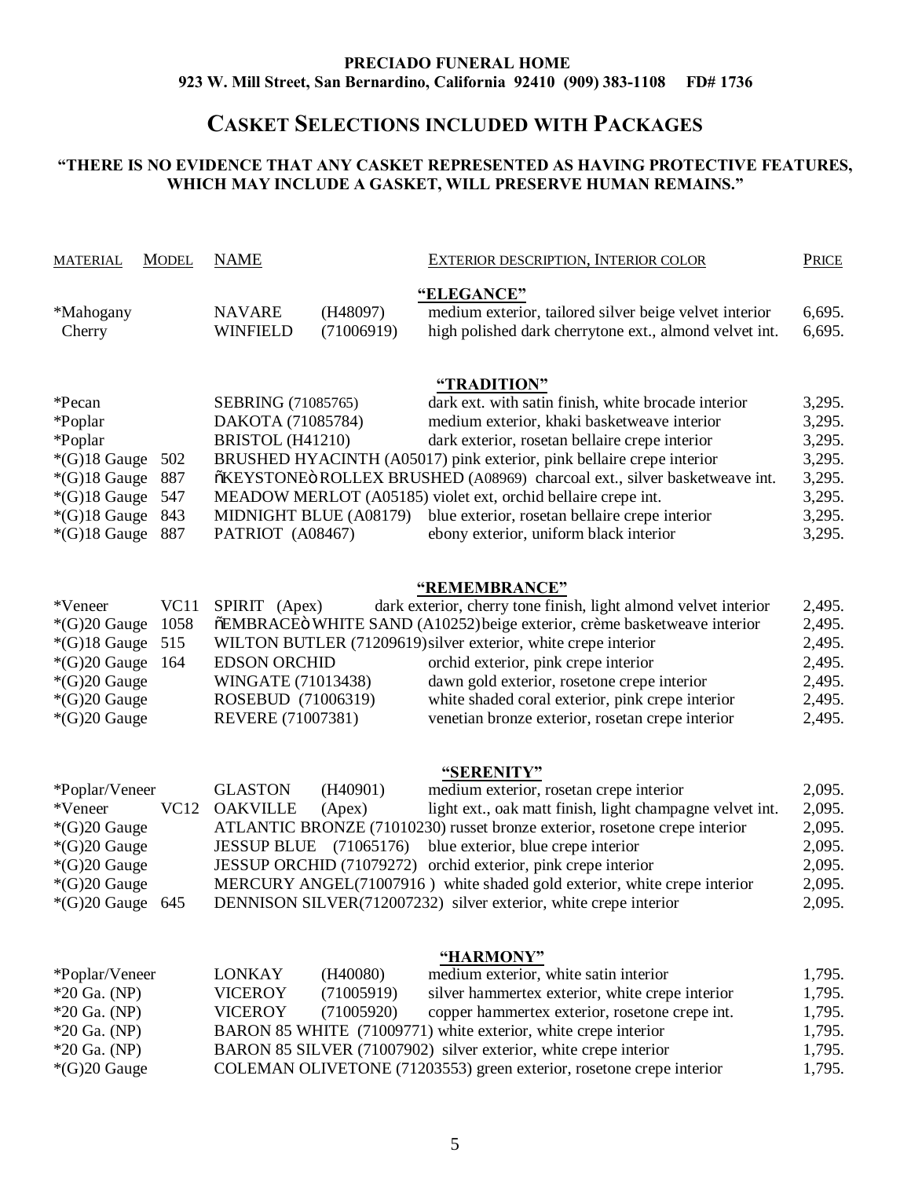**PRECIADO FUNERAL HOME**
**923 W. Mill Street, San Bernardino, California 92410 (909) 383-1108 FD# 1736**

# CASKET SELECTIONS INCLUDED WITH PACKAGES

**"THERE IS NO EVIDENCE THAT ANY CASKET REPRESENTED AS HAVING PROTECTIVE FEATURES, WHICH MAY INCLUDE A GASKET, WILL PRESERVE HUMAN REMAINS."**

| MATERIAL | MODEL | NAME | | EXTERIOR DESCRIPTION, INTERIOR COLOR | PRICE |
|---|---|---|---|---|---|
| | | | | **"ELEGANCE"** | |
| *Mahogany | | NAVARE | (H48097) | medium exterior, tailored silver beige velvet interior | 6,695. |
| Cherry | | WINFIELD | (71006919) | high polished dark cherrytone ext., almond velvet int. | 6,695. |
| | | | | **"TRADITION"** | |
| *Pecan | | SEBRING (71085765) | | dark ext. with satin finish, white brocade interior | 3,295. |
| *Poplar | | DAKOTA (71085784) | | medium exterior, khaki basketweave interior | 3,295. |
| *Poplar | | BRISTOL (H41210) | | dark exterior, rosetan bellaire crepe interior | 3,295. |
| *(G)18 Gauge | 502 | BRUSHED HYACINTH (A05017) | | pink exterior, pink bellaire crepe interior | 3,295. |
| *(G)18 Gauge | 887 | õKEYSTONEò ROLLEX BRUSHED (A08969) | | charcoal ext., silver basketweave int. | 3,295. |
| *(G)18 Gauge | 547 | MEADOW MERLOT (A05185) | | violet ext, orchid bellaire crepe int. | 3,295. |
| *(G)18 Gauge | 843 | MIDNIGHT BLUE (A08179) | | blue exterior, rosetan bellaire crepe interior | 3,295. |
| *(G)18 Gauge | 887 | PATRIOT (A08467) | | ebony exterior, uniform black interior | 3,295. |
| | | | | **"REMEMBRANCE"** | |
| *Veneer | VC11 | SPIRIT (Apex) | | dark exterior, cherry tone finish, light almond velvet interior | 2,495. |
| *(G)20 Gauge | 1058 | õEMBRACEò WHITE SAND (A10252) | | beige exterior, crème basketweave interior | 2,495. |
| *(G)18 Gauge | 515 | WILTON BUTLER (71209619) | | silver exterior, white crepe interior | 2,495. |
| *(G)20 Gauge | 164 | EDSON ORCHID | | orchid exterior, pink crepe interior | 2,495. |
| *(G)20 Gauge | | WINGATE (71013438) | | dawn gold exterior, rosetone crepe interior | 2,495. |
| *(G)20 Gauge | | ROSEBUD (71006319) | | white shaded coral exterior, pink crepe interior | 2,495. |
| *(G)20 Gauge | | REVERE (71007381) | | venetian bronze exterior, rosetan crepe interior | 2,495. |
| | | | | **"SERENITY"** | |
| *Poplar/Veneer | | GLASTON | (H40901) | medium exterior, rosetan crepe interior | 2,095. |
| *Veneer | VC12 | OAKVILLE | (Apex) | light ext., oak matt finish, light champagne velvet int. | 2,095. |
| *(G)20 Gauge | | ATLANTIC BRONZE (71010230) | | russet bronze exterior, rosetone crepe interior | 2,095. |
| *(G)20 Gauge | | JESSUP BLUE | (71065176) | blue exterior, blue crepe interior | 2,095. |
| *(G)20 Gauge | | JESSUP ORCHID (71079272) | | orchid exterior, pink crepe interior | 2,095. |
| *(G)20 Gauge | | MERCURY ANGEL(71007916 ) | | white shaded gold exterior, white crepe interior | 2,095. |
| *(G)20 Gauge | 645 | DENNISON SILVER(712007232) | | silver exterior, white crepe interior | 2,095. |
| | | | | **"HARMONY"** | |
| *Poplar/Veneer | | LONKAY | (H40080) | medium exterior, white satin interior | 1,795. |
| *20 Ga. (NP) | | VICEROY | (71005919) | silver hammertex exterior, white crepe interior | 1,795. |
| *20 Ga. (NP) | | VICEROY | (71005920) | copper hammertex exterior, rosetone crepe int. | 1,795. |
| *20 Ga. (NP) | | BARON 85 WHITE (71009771) | | white exterior, white crepe interior | 1,795. |
| *20 Ga. (NP) | | BARON 85 SILVER (71007902) | | silver exterior, white crepe interior | 1,795. |
| *(G)20 Gauge | | COLEMAN OLIVETONE (71203553) | | green exterior, rosetone crepe interior | 1,795. |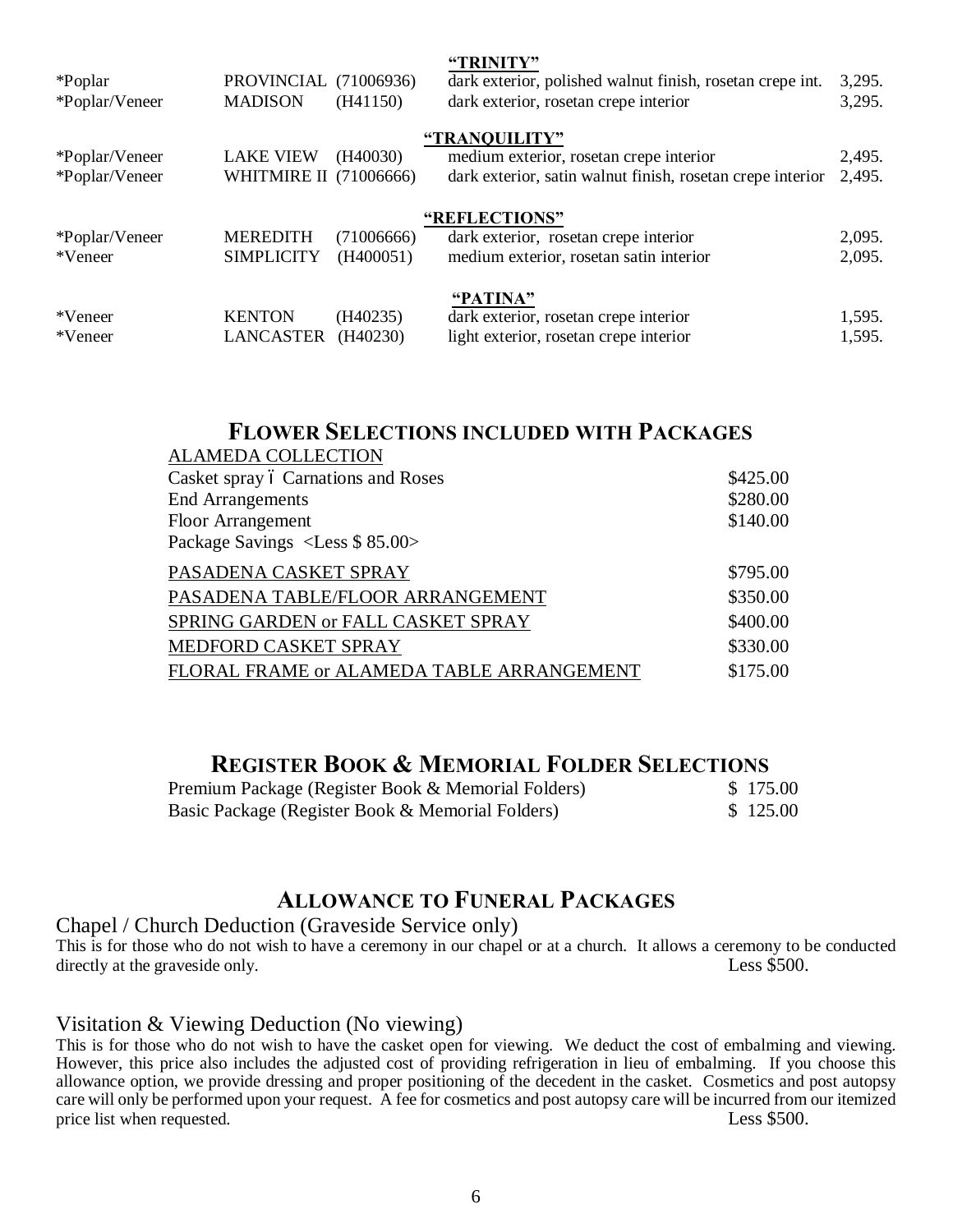| | | | **"TRINITY"** | |
|---|---|---|---|---|
| *Poplar | PROVINCIAL | (71006936) | dark exterior, polished walnut finish, rosetan crepe int. | 3,295. |
| *Poplar/Veneer | MADISON | (H41150) | dark exterior, rosetan crepe interior | 3,295. |
| | | | **"TRANQUILITY"** | |
| *Poplar/Veneer | LAKE VIEW | (H40030) | medium exterior, rosetan crepe interior | 2,495. |
| *Poplar/Veneer | WHITMIRE II | (71006666) | dark exterior, satin walnut finish, rosetan crepe interior | 2,495. |
| | | | **"REFLECTIONS"** | |
| *Poplar/Veneer | MEREDITH | (71006666) | dark exterior, rosetan crepe interior | 2,095. |
| *Veneer | SIMPLICITY | (H400051) | medium exterior, rosetan satin interior | 2,095. |
| | | | **"PATINA"** | |
| *Veneer | KENTON | (H40235) | dark exterior, rosetan crepe interior | 1,595. |
| *Veneer | LANCASTER | (H40230) | light exterior, rosetan crepe interior | 1,595. |

## Flower Selections included with Packages

| | |
|---|---|
| ALAMEDA COLLECTION | |
| Casket spray – Carnations and Roses | $425.00 |
| End Arrangements | $280.00 |
| Floor Arrangement | $140.00 |
| Package Savings <Less $ 85.00> | |
| PASADENA CASKET SPRAY | $795.00 |
| PASADENA TABLE/FLOOR ARRANGEMENT | $350.00 |
| SPRING GARDEN or FALL CASKET SPRAY | $400.00 |
| MEDFORD CASKET SPRAY | $330.00 |
| FLORAL FRAME or ALAMEDA TABLE ARRANGEMENT | $175.00 |

## Register Book & Memorial Folder Selections

| | |
|---|---|
| Premium Package (Register Book & Memorial Folders) | $ 175.00 |
| Basic Package (Register Book & Memorial Folders) | $ 125.00 |

## Allowance to Funeral Packages

### Chapel / Church Deduction (Graveside Service only)

This is for those who do not wish to have a ceremony in our chapel or at a church. It allows a ceremony to be conducted directly at the graveside only. Less $500.

### Visitation & Viewing Deduction (No viewing)

This is for those who do not wish to have the casket open for viewing. We deduct the cost of embalming and viewing. However, this price also includes the adjusted cost of providing refrigeration in lieu of embalming. If you choose this allowance option, we provide dressing and proper positioning of the decedent in the casket. Cosmetics and post autopsy care will only be performed upon your request. A fee for cosmetics and post autopsy care will be incurred from our itemized price list when requested. Less $500.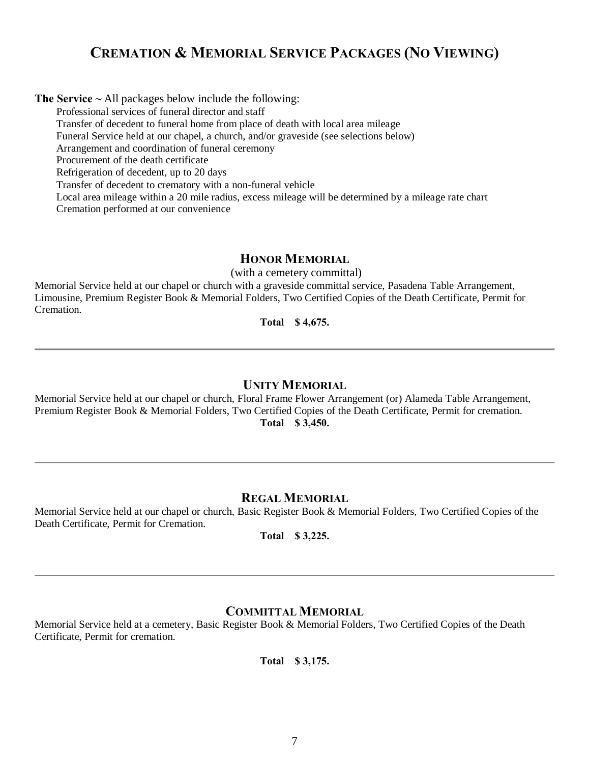# Cremation & Memorial Service Packages (No Viewing)

**The Service ~** All packages below include the following:

- Professional services of funeral director and staff
- Transfer of decedent to funeral home from place of death with local area mileage
- Funeral Service held at our chapel, a church, and/or graveside (see selections below)
- Arrangement and coordination of funeral ceremony
- Procurement of the death certificate
- Refrigeration of decedent, up to 20 days
- Transfer of decedent to crematory with a non-funeral vehicle
- Local area mileage within a 20 mile radius, excess mileage will be determined by a mileage rate chart
- Cremation performed at our convenience

## Honor Memorial

(with a cemetery committal)

Memorial Service held at our chapel or church with a graveside committal service, Pasadena Table Arrangement, Limousine, Premium Register Book & Memorial Folders, Two Certified Copies of the Death Certificate, Permit for Cremation.

**Total $ 4,675.**

---

## Unity Memorial

Memorial Service held at our chapel or church, Floral Frame Flower Arrangement (or) Alameda Table Arrangement, Premium Register Book & Memorial Folders, Two Certified Copies of the Death Certificate, Permit for cremation.

**Total $ 3,450.**

---

## Regal Memorial

Memorial Service held at our chapel or church, Basic Register Book & Memorial Folders, Two Certified Copies of the Death Certificate, Permit for Cremation.

**Total $ 3,225.**

---

## Committal Memorial

Memorial Service held at a cemetery, Basic Register Book & Memorial Folders, Two Certified Copies of the Death Certificate, Permit for cremation.

**Total $ 3,175.**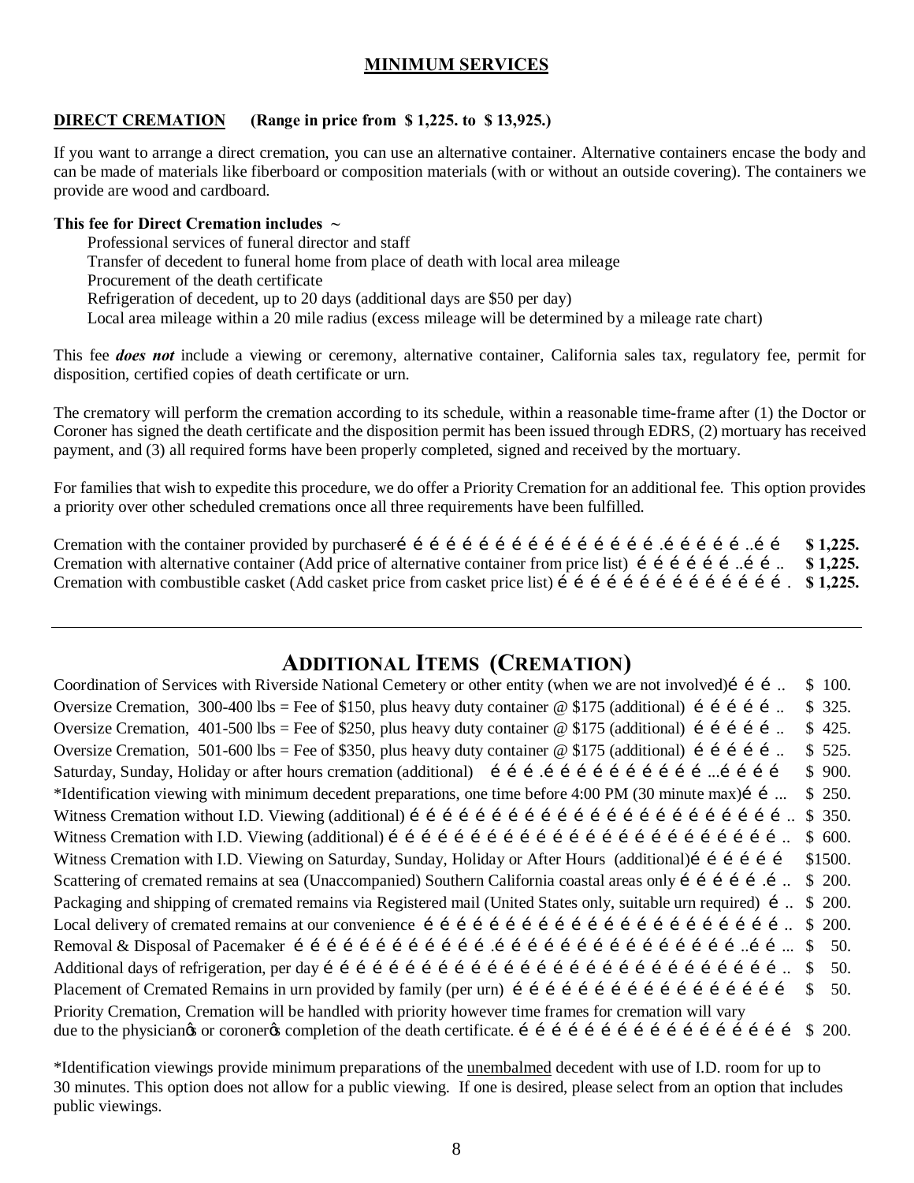## MINIMUM SERVICES

**DIRECT CREMATION** **(Range in price from $ 1,225. to $ 13,925.)**

If you want to arrange a direct cremation, you can use an alternative container. Alternative containers encase the body and can be made of materials like fiberboard or composition materials (with or without an outside covering). The containers we provide are wood and cardboard.

**This fee for Direct Cremation includes ~**

- Professional services of funeral director and staff
- Transfer of decedent to funeral home from place of death with local area mileage
- Procurement of the death certificate
- Refrigeration of decedent, up to 20 days (additional days are $50 per day)
- Local area mileage within a 20 mile radius (excess mileage will be determined by a mileage rate chart)

This fee ***does not*** include a viewing or ceremony, alternative container, California sales tax, regulatory fee, permit for disposition, certified copies of death certificate or urn.

The crematory will perform the cremation according to its schedule, within a reasonable time-frame after (1) the Doctor or Coroner has signed the death certificate and the disposition permit has been issued through EDRS, (2) mortuary has received payment, and (3) all required forms have been properly completed, signed and received by the mortuary.

For families that wish to expedite this procedure, we do offer a Priority Cremation for an additional fee. This option provides a priority over other scheduled cremations once all three requirements have been fulfilled.

| | |
|---|---|
| Cremation with the container provided by purchaser | **$ 1,225.** |
| Cremation with alternative container (Add price of alternative container from price list) | **$ 1,225.** |
| Cremation with combustible casket (Add casket price from casket price list) | **$ 1,225.** |

---

## ADDITIONAL ITEMS (CREMATION)

| | |
|---|---|
| Coordination of Services with Riverside National Cemetery or other entity (when we are not involved) | $ 100. |
| Oversize Cremation, 300-400 lbs = Fee of $150, plus heavy duty container @ $175 (additional) | $ 325. |
| Oversize Cremation, 401-500 lbs = Fee of $250, plus heavy duty container @ $175 (additional) | $ 425. |
| Oversize Cremation, 501-600 lbs = Fee of $350, plus heavy duty container @ $175 (additional) | $ 525. |
| Saturday, Sunday, Holiday or after hours cremation (additional) | $ 900. |
| *Identification viewing with minimum decedent preparations, one time before 4:00 PM (30 minute max) | $ 250. |
| Witness Cremation without I.D. Viewing (additional) | $ 350. |
| Witness Cremation with I.D. Viewing (additional) | $ 600. |
| Witness Cremation with I.D. Viewing on Saturday, Sunday, Holiday or After Hours (additional) | $1500. |
| Scattering of cremated remains at sea (Unaccompanied) Southern California coastal areas only | $ 200. |
| Packaging and shipping of cremated remains via Registered mail (United States only, suitable urn required) | $ 200. |
| Local delivery of cremated remains at our convenience | $ 200. |
| Removal & Disposal of Pacemaker | $ 50. |
| Additional days of refrigeration, per day | $ 50. |
| Placement of Cremated Remains in urn provided by family (per urn) | $ 50. |
| Priority Cremation, Cremation will be handled with priority however time frames for cremation will vary due to the physician's or coroner's completion of the death certificate. | $ 200. |

*Identification viewings provide minimum preparations of the unembalmed decedent with use of I.D. room for up to 30 minutes. This option does not allow for a public viewing. If one is desired, please select from an option that includes public viewings.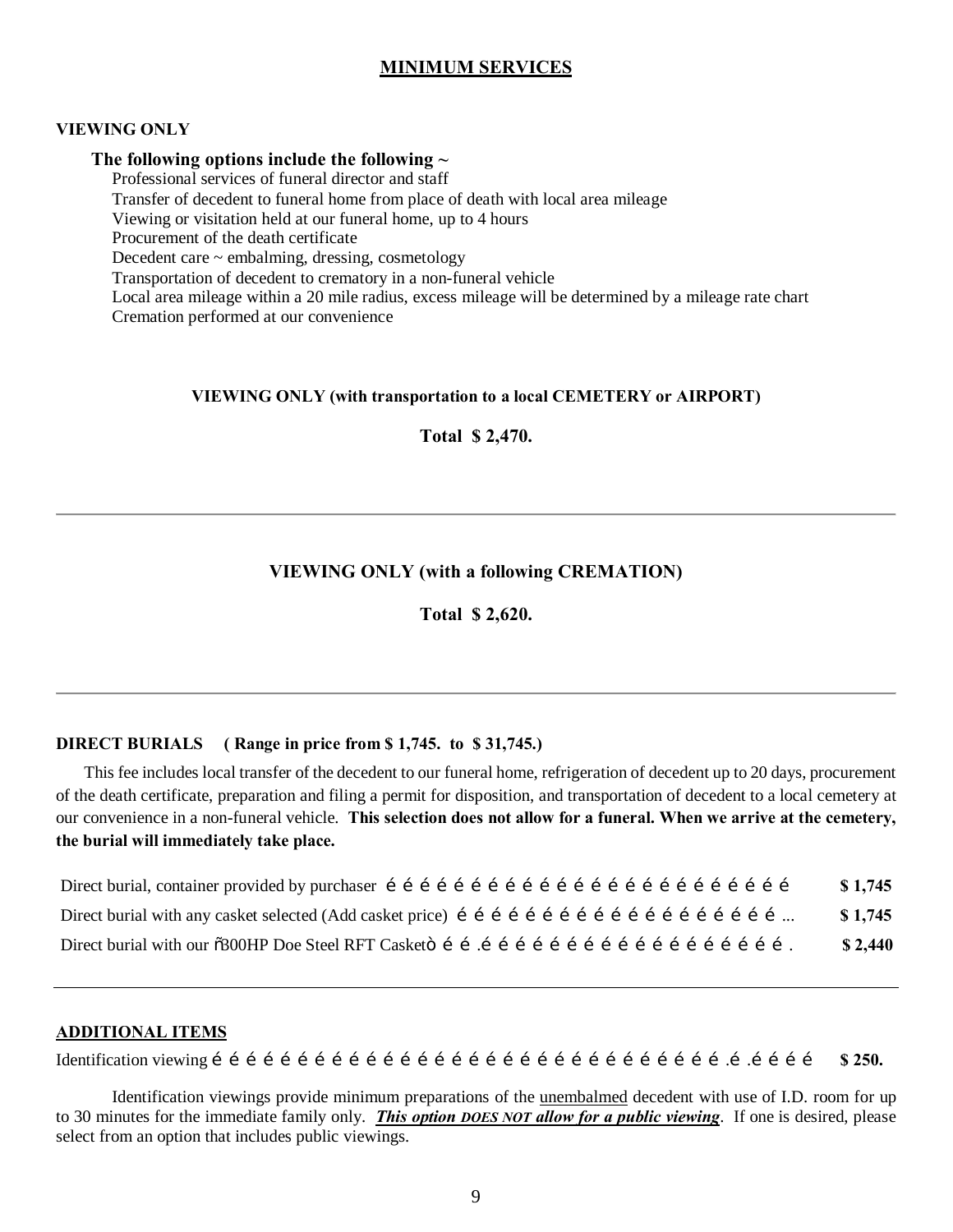## MINIMUM SERVICES

**VIEWING ONLY**

**The following options include the following ~**

Professional services of funeral director and staff
Transfer of decedent to funeral home from place of death with local area mileage
Viewing or visitation held at our funeral home, up to 4 hours
Procurement of the death certificate
Decedent care ~ embalming, dressing, cosmetology
Transportation of decedent to crematory in a non-funeral vehicle
Local area mileage within a 20 mile radius, excess mileage will be determined by a mileage rate chart
Cremation performed at our convenience

**VIEWING ONLY (with transportation to a local CEMETERY or AIRPORT)**

**Total $ 2,470.**

---

**VIEWING ONLY (with a following CREMATION)**

**Total $ 2,620.**

---

**DIRECT BURIALS ( Range in price from $ 1,745. to $ 31,745.)**

This fee includes local transfer of the decedent to our funeral home, refrigeration of decedent up to 20 days, procurement of the death certificate, preparation and filing a permit for disposition, and transportation of decedent to a local cemetery at our convenience in a non-funeral vehicle. **This selection does not allow for a funeral. When we arrive at the cemetery, the burial will immediately take place.**

| | |
|---|---|
| Direct burial, container provided by purchaser | **$ 1,745** |
| Direct burial with any casket selected (Add casket price) | **$ 1,745** |
| Direct burial with our "300HP Doe Steel RFT Casket" | **$ 2,440** |

---

**ADDITIONAL ITEMS**

Identification viewing ………… **$ 250.**

Identification viewings provide minimum preparations of the unembalmed decedent with use of I.D. room for up to 30 minutes for the immediate family only. ***This option DOES NOT allow for a public viewing***. If one is desired, please select from an option that includes public viewings.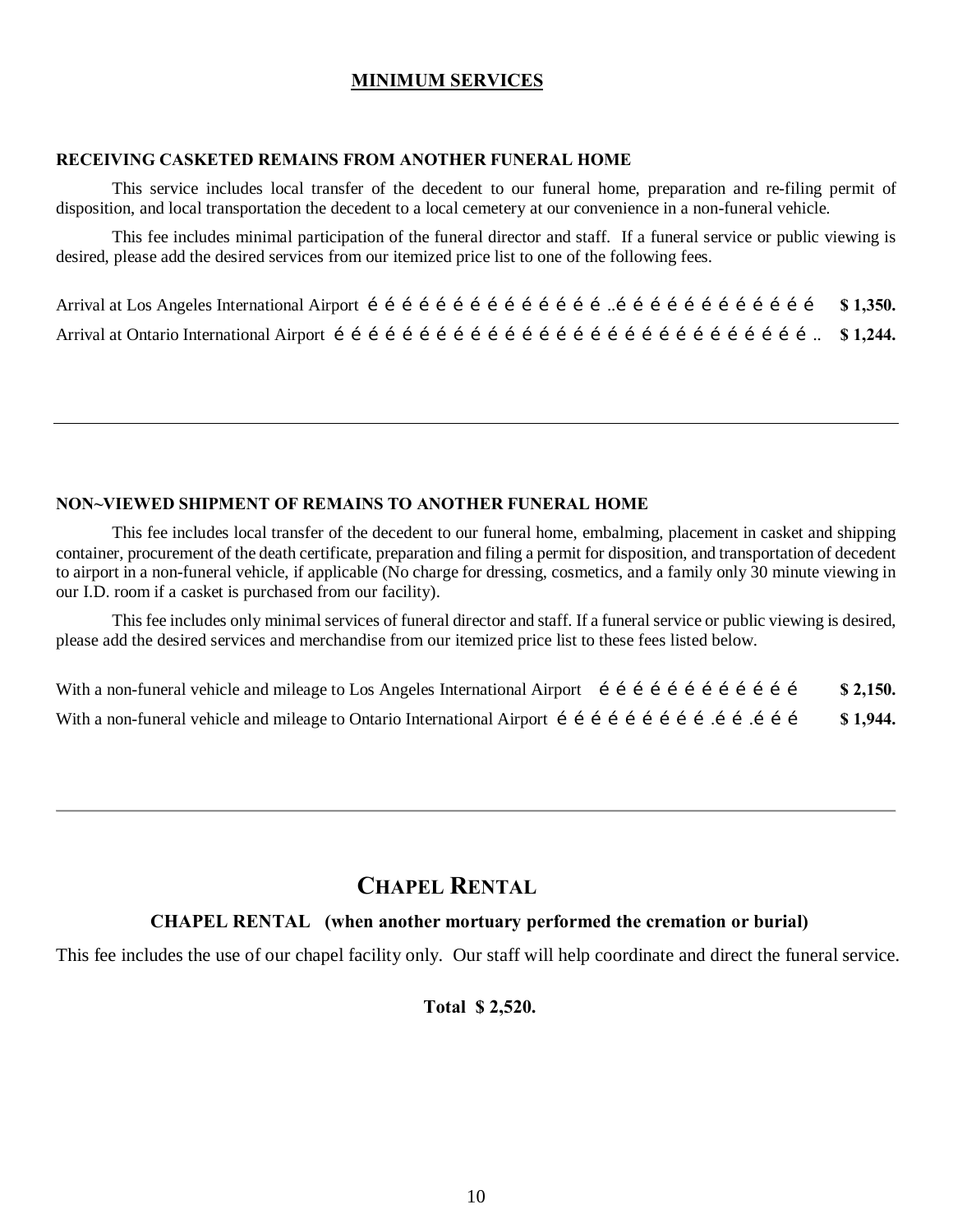## MINIMUM SERVICES

### RECEIVING CASKETED REMAINS FROM ANOTHER FUNERAL HOME

This service includes local transfer of the decedent to our funeral home, preparation and re-filing permit of disposition, and local transportation the decedent to a local cemetery at our convenience in a non-funeral vehicle.

This fee includes minimal participation of the funeral director and staff. If a funeral service or public viewing is desired, please add the desired services from our itemized price list to one of the following fees.

Arrival at Los Angeles International Airport é é é é é é é é é é é é é é ..é é é é é é é é é é é é **$ 1,350.**

Arrival at Ontario International Airport é é é é é é é é é é é é é é é é é é é é é é é é é é é é é é é .. **$ 1,244.**

---

### NON~VIEWED SHIPMENT OF REMAINS TO ANOTHER FUNERAL HOME

This fee includes local transfer of the decedent to our funeral home, embalming, placement in casket and shipping container, procurement of the death certificate, preparation and filing a permit for disposition, and transportation of decedent to airport in a non-funeral vehicle, if applicable (No charge for dressing, cosmetics, and a family only 30 minute viewing in our I.D. room if a casket is purchased from our facility).

This fee includes only minimal services of funeral director and staff. If a funeral service or public viewing is desired, please add the desired services and merchandise from our itemized price list to these fees listed below.

With a non-funeral vehicle and mileage to Los Angeles International Airport é é é é é é é é é é é é **$ 2,150.**

With a non-funeral vehicle and mileage to Ontario International Airport é é é é é é é é é .é é .é é é **$ 1,944.**

---

## CHAPEL RENTAL

### CHAPEL RENTAL (when another mortuary performed the cremation or burial)

This fee includes the use of our chapel facility only. Our staff will help coordinate and direct the funeral service.

**Total $ 2,520.**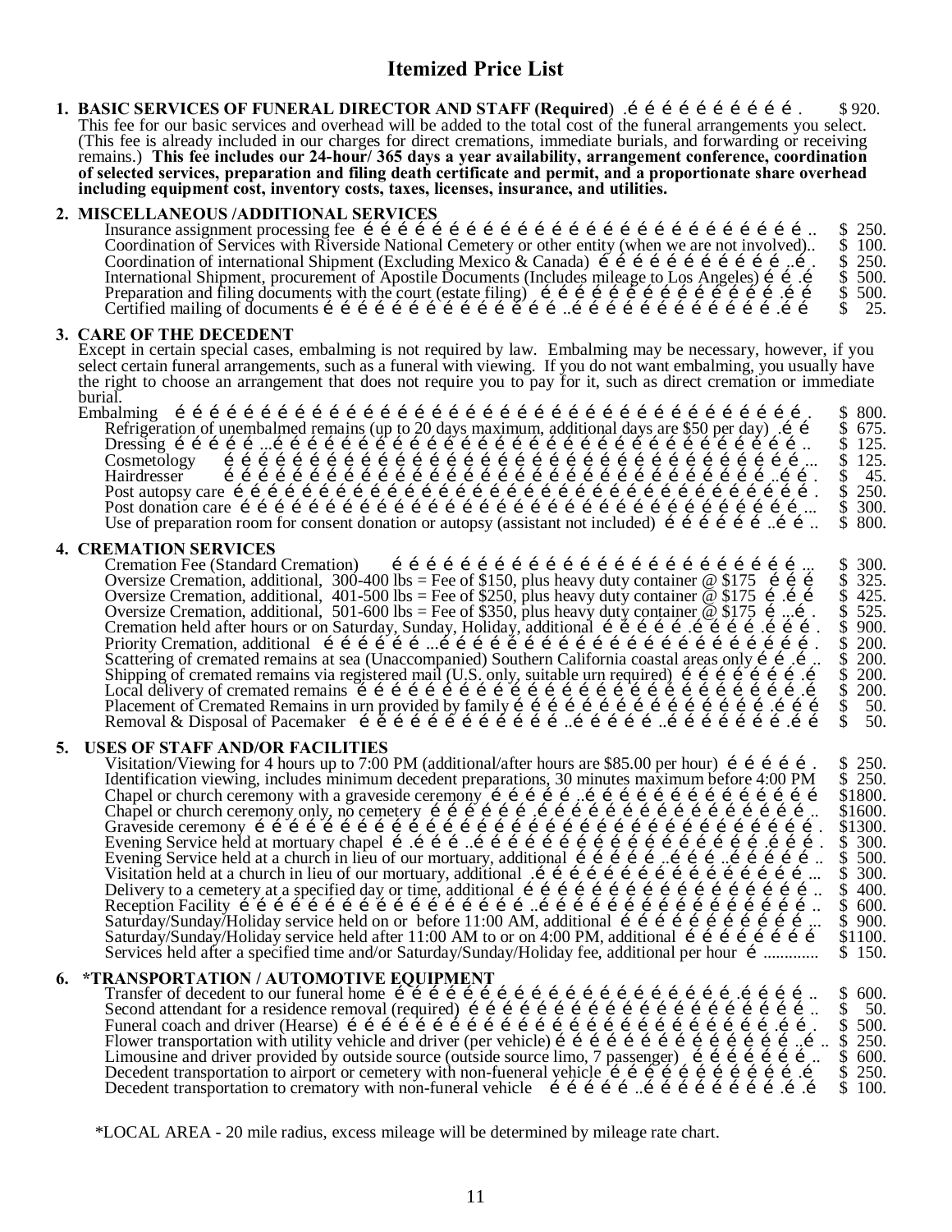# Itemized Price List

**1. BASIC SERVICES OF FUNERAL DIRECTOR AND STAFF (Required)** ........ $ 920.

This fee for our basic services and overhead will be added to the total cost of the funeral arrangements you select. (This fee is already included in our charges for direct cremations, immediate burials, and forwarding or receiving remains.) **This fee includes our 24-hour/ 365 days a year availability, arrangement conference, coordination of selected services, preparation and filing death certificate and permit, and a proportionate share overhead including equipment cost, inventory costs, taxes, licenses, insurance, and utilities.**

**2. MISCELLANEOUS /ADDITIONAL SERVICES**

| Service | Price |
|---|---|
| Insurance assignment processing fee | $ 250. |
| Coordination of Services with Riverside National Cemetery or other entity (when we are not involved) | $ 100. |
| Coordination of international Shipment (Excluding Mexico & Canada) | $ 250. |
| International Shipment, procurement of Apostile Documents (Includes mileage to Los Angeles) | $ 500. |
| Preparation and filing documents with the court (estate filing) | $ 500. |
| Certified mailing of documents | $ 25. |

**3. CARE OF THE DECEDENT**

Except in certain special cases, embalming is not required by law. Embalming may be necessary, however, if you select certain funeral arrangements, such as a funeral with viewing. If you do not want embalming, you usually have the right to choose an arrangement that does not require you to pay for it, such as direct cremation or immediate burial.

| Service | Price |
|---|---|
| Embalming | $ 800. |
| Refrigeration of unembalmed remains (up to 20 days maximum, additional days are $50 per day) | $ 675. |
| Dressing | $ 125. |
| Cosmetology | $ 125. |
| Hairdresser | $ 45. |
| Post autopsy care | $ 250. |
| Post donation care | $ 300. |
| Use of preparation room for consent donation or autopsy (assistant not included) | $ 800. |

**4. CREMATION SERVICES**

| Service | Price |
|---|---|
| Cremation Fee (Standard Cremation) | $ 300. |
| Oversize Cremation, additional, 300-400 lbs = Fee of $150, plus heavy duty container @ $175 | $ 325. |
| Oversize Cremation, additional, 401-500 lbs = Fee of $250, plus heavy duty container @ $175 | $ 425. |
| Oversize Cremation, additional, 501-600 lbs = Fee of $350, plus heavy duty container @ $175 | $ 525. |
| Cremation held after hours or on Saturday, Sunday, Holiday, additional | $ 900. |
| Priority Cremation, additional | $ 200. |
| Scattering of cremated remains at sea (Unaccompanied) Southern California coastal areas only | $ 200. |
| Shipping of cremated remains via registered mail (U.S. only, suitable urn required) | $ 200. |
| Local delivery of cremated remains | $ 200. |
| Placement of Cremated Remains in urn provided by family | $ 50. |
| Removal & Disposal of Pacemaker | $ 50. |

**5. USES OF STAFF AND/OR FACILITIES**

| Service | Price |
|---|---|
| Visitation/Viewing for 4 hours up to 7:00 PM (additional/after hours are $85.00 per hour) | $ 250. |
| Identification viewing, includes minimum decedent preparations, 30 minutes maximum before 4:00 PM | $ 250. |
| Chapel or church ceremony with a graveside ceremony | $1800. |
| Chapel or church ceremony only, no cemetery | $1600. |
| Graveside ceremony | $1300. |
| Evening Service held at mortuary chapel | $ 300. |
| Evening Service held at a church in lieu of our mortuary, additional | $ 500. |
| Visitation held at a church in lieu of our mortuary, additional | $ 300. |
| Delivery to a cemetery at a specified day or time, additional | $ 400. |
| Reception Facility | $ 600. |
| Saturday/Sunday/Holiday service held on or before 11:00 AM, additional | $ 900. |
| Saturday/Sunday/Holiday service held after 11:00 AM to or on 4:00 PM, additional | $1100. |
| Services held after a specified time and/or Saturday/Sunday/Holiday fee, additional per hour | $ 150. |

**6. \*TRANSPORTATION / AUTOMOTIVE EQUIPMENT**

| Service | Price |
|---|---|
| Transfer of decedent to our funeral home | $ 600. |
| Second attendant for a residence removal (required) | $ 50. |
| Funeral coach and driver (Hearse) | $ 500. |
| Flower transportation with utility vehicle and driver (per vehicle) | $ 250. |
| Limousine and driver provided by outside source (outside source limo, 7 passenger) | $ 600. |
| Decedent transportation to airport or cemetery with non-funeral vehicle | $ 250. |
| Decedent transportation to crematory with non-funeral vehicle | $ 100. |

*LOCAL AREA - 20 mile radius, excess mileage will be determined by mileage rate chart.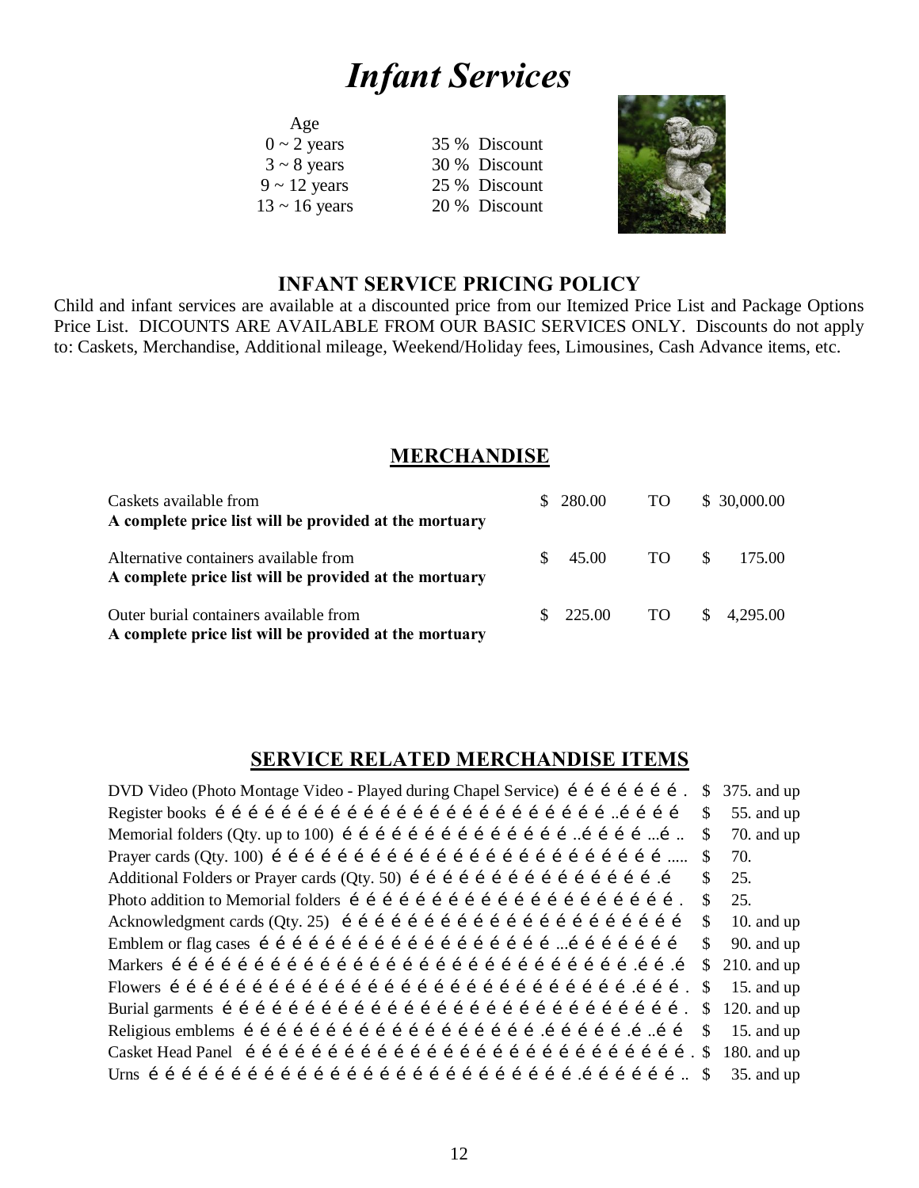# *Infant Services*

| Age | |
|---|---|
| 0 ~ 2 years | 35 % Discount |
| 3 ~ 8 years | 30 % Discount |
| 9 ~ 12 years | 25 % Discount |
| 13 ~ 16 years | 20 % Discount |

### INFANT SERVICE PRICING POLICY

Child and infant services are available at a discounted price from our Itemized Price List and Package Options Price List. DICOUNTS ARE AVAILABLE FROM OUR BASIC SERVICES ONLY. Discounts do not apply to: Caskets, Merchandise, Additional mileage, Weekend/Holiday fees, Limousines, Cash Advance items, etc.

## MERCHANDISE

| | | | |
|---|---|---|---|
| Caskets available from<br>**A complete price list will be provided at the mortuary** | $ 280.00 | TO | $ 30,000.00 |
| Alternative containers available from<br>**A complete price list will be provided at the mortuary** | $ 45.00 | TO | $ 175.00 |
| Outer burial containers available from<br>**A complete price list will be provided at the mortuary** | $ 225.00 | TO | $ 4,295.00 |

## SERVICE RELATED MERCHANDISE ITEMS

| Item | Price |
|---|---|
| DVD Video (Photo Montage Video - Played during Chapel Service) | $ 375. and up |
| Register books | $ 55. and up |
| Memorial folders (Qty. up to 100) | $ 70. and up |
| Prayer cards (Qty. 100) | $ 70. |
| Additional Folders or Prayer cards (Qty. 50) | $ 25. |
| Photo addition to Memorial folders | $ 25. |
| Acknowledgment cards (Qty. 25) | $ 10. and up |
| Emblem or flag cases | $ 90. and up |
| Markers | $ 210. and up |
| Flowers | $ 15. and up |
| Burial garments | $ 120. and up |
| Religious emblems | $ 15. and up |
| Casket Head Panel | $ 180. and up |
| Urns | $ 35. and up |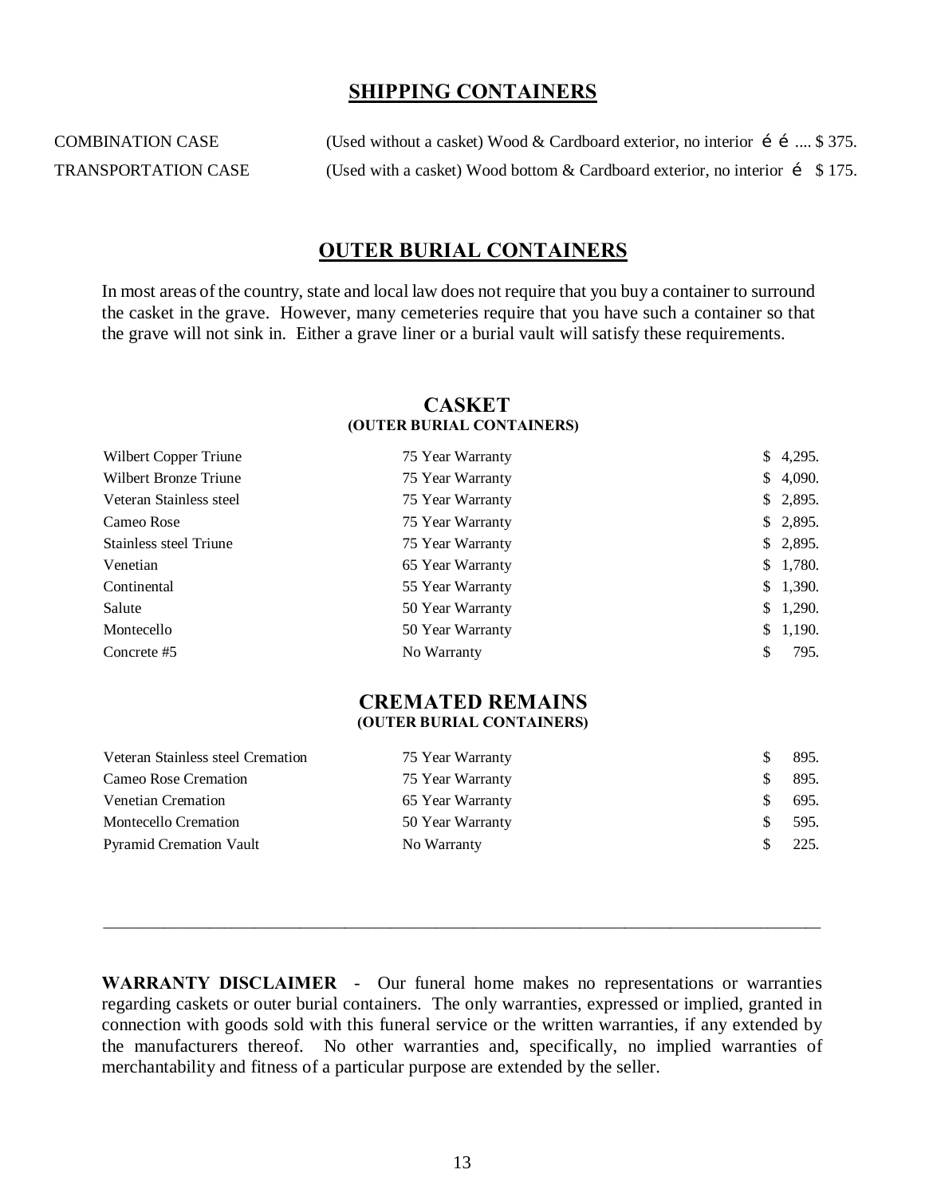## SHIPPING CONTAINERS

COMBINATION CASE (Used without a casket) Wood & Cardboard exterior, no interior é é .... $ 375.

TRANSPORTATION CASE (Used with a casket) Wood bottom & Cardboard exterior, no interior é $ 175.

## OUTER BURIAL CONTAINERS

In most areas of the country, state and local law does not require that you buy a container to surround the casket in the grave. However, many cemeteries require that you have such a container so that the grave will not sink in. Either a grave liner or a burial vault will satisfy these requirements.

### CASKET
**(OUTER BURIAL CONTAINERS)**

| | | |
|---|---|---|
| Wilbert Copper Triune | 75 Year Warranty | $ 4,295. |
| Wilbert Bronze Triune | 75 Year Warranty | $ 4,090. |
| Veteran Stainless steel | 75 Year Warranty | $ 2,895. |
| Cameo Rose | 75 Year Warranty | $ 2,895. |
| Stainless steel Triune | 75 Year Warranty | $ 2,895. |
| Venetian | 65 Year Warranty | $ 1,780. |
| Continental | 55 Year Warranty | $ 1,390. |
| Salute | 50 Year Warranty | $ 1,290. |
| Montecello | 50 Year Warranty | $ 1,190. |
| Concrete #5 | No Warranty | $ 795. |

### CREMATED REMAINS
**(OUTER BURIAL CONTAINERS)**

| | | |
|---|---|---|
| Veteran Stainless steel Cremation | 75 Year Warranty | $ 895. |
| Cameo Rose Cremation | 75 Year Warranty | $ 895. |
| Venetian Cremation | 65 Year Warranty | $ 695. |
| Montecello Cremation | 50 Year Warranty | $ 595. |
| Pyramid Cremation Vault | No Warranty | $ 225. |

---

**WARRANTY DISCLAIMER** - Our funeral home makes no representations or warranties regarding caskets or outer burial containers. The only warranties, expressed or implied, granted in connection with goods sold with this funeral service or the written warranties, if any extended by the manufacturers thereof. No other warranties and, specifically, no implied warranties of merchantability and fitness of a particular purpose are extended by the seller.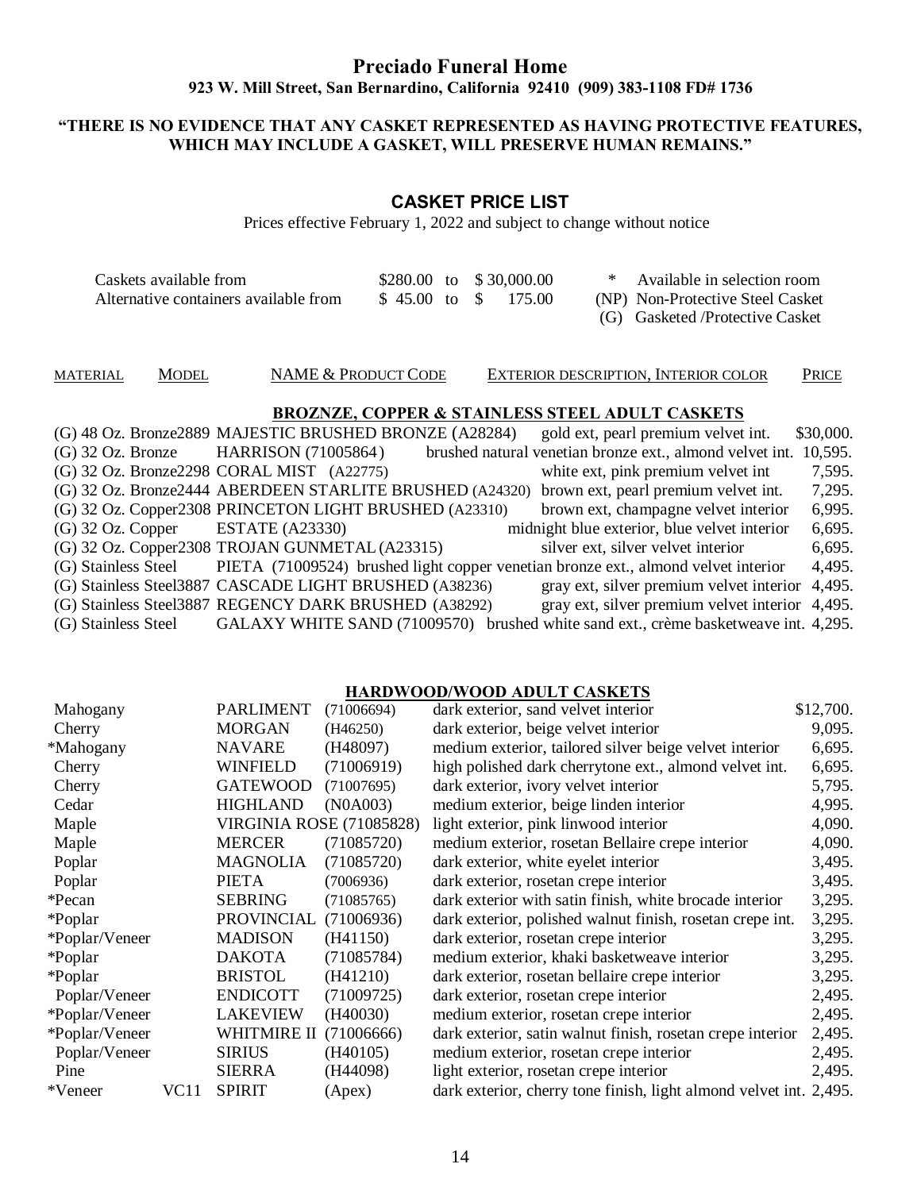# Preciado Funeral Home

**923 W. Mill Street, San Bernardino, California 92410 (909) 383-1108 FD# 1736**

**"THERE IS NO EVIDENCE THAT ANY CASKET REPRESENTED AS HAVING PROTECTIVE FEATURES, WHICH MAY INCLUDE A GASKET, WILL PRESERVE HUMAN REMAINS."**

## CASKET PRICE LIST

Prices effective February 1, 2022 and subject to change without notice

| | | |
|---|---|---|
| Caskets available from | $280.00 to $ 30,000.00 | * Available in selection room |
| Alternative containers available from | $ 45.00 to $ 175.00 | (NP) Non-Protective Steel Casket |
| | | (G) Gasketed /Protective Casket |

### BROZNZE, COPPER & STAINLESS STEEL ADULT CASKETS

| MATERIAL | MODEL | NAME & PRODUCT CODE | EXTERIOR DESCRIPTION, INTERIOR COLOR | PRICE |
|---|---|---|---|---|
| (G) 48 Oz. Bronze | 2889 | MAJESTIC BRUSHED BRONZE (A28284) | gold ext, pearl premium velvet int. | $30,000. |
| (G) 32 Oz. Bronze | | HARRISON (71005864) | brushed natural venetian bronze ext., almond velvet int. | 10,595. |
| (G) 32 Oz. Bronze | 2298 | CORAL MIST (A22775) | white ext, pink premium velvet int | 7,595. |
| (G) 32 Oz. Bronze | 2444 | ABERDEEN STARLITE BRUSHED (A24320) | brown ext, pearl premium velvet int. | 7,295. |
| (G) 32 Oz. Copper | 2308 | PRINCETON LIGHT BRUSHED (A23310) | brown ext, champagne velvet interior | 6,995. |
| (G) 32 Oz. Copper | | ESTATE (A23330) | midnight blue exterior, blue velvet interior | 6,695. |
| (G) 32 Oz. Copper | 2308 | TROJAN GUNMETAL (A23315) | silver ext, silver velvet interior | 6,695. |
| (G) Stainless Steel | | PIETA (71009524) | brushed light copper venetian bronze ext., almond velvet interior | 4,495. |
| (G) Stainless Steel | 3887 | CASCADE LIGHT BRUSHED (A38236) | gray ext, silver premium velvet interior | 4,495. |
| (G) Stainless Steel | 3887 | REGENCY DARK BRUSHED (A38292) | gray ext, silver premium velvet interior | 4,495. |
| (G) Stainless Steel | | GALAXY WHITE SAND (71009570) | brushed white sand ext., crème basketweave int. | 4,295. |

### HARDWOOD/WOOD ADULT CASKETS

| MATERIAL | MODEL | NAME | PRODUCT CODE | EXTERIOR DESCRIPTION, INTERIOR COLOR | PRICE |
|---|---|---|---|---|---|
| Mahogany | | PARLIMENT | (71006694) | dark exterior, sand velvet interior | $12,700. |
| Cherry | | MORGAN | (H46250) | dark exterior, beige velvet interior | 9,095. |
| *Mahogany | | NAVARE | (H48097) | medium exterior, tailored silver beige velvet interior | 6,695. |
| Cherry | | WINFIELD | (71006919) | high polished dark cherrytone ext., almond velvet int. | 6,695. |
| Cherry | | GATEWOOD | (71007695) | dark exterior, ivory velvet interior | 5,795. |
| Cedar | | HIGHLAND | (N0A003) | medium exterior, beige linden interior | 4,995. |
| Maple | | VIRGINIA ROSE | (71085828) | light exterior, pink linwood interior | 4,090. |
| Maple | | MERCER | (71085720) | medium exterior, rosetan Bellaire crepe interior | 4,090. |
| Poplar | | MAGNOLIA | (71085720) | dark exterior, white eyelet interior | 3,495. |
| Poplar | | PIETA | (7006936) | dark exterior, rosetan crepe interior | 3,495. |
| *Pecan | | SEBRING | (71085765) | dark exterior with satin finish, white brocade interior | 3,295. |
| *Poplar | | PROVINCIAL | (71006936) | dark exterior, polished walnut finish, rosetan crepe int. | 3,295. |
| *Poplar/Veneer | | MADISON | (H41150) | dark exterior, rosetan crepe interior | 3,295. |
| *Poplar | | DAKOTA | (71085784) | medium exterior, khaki basketweave interior | 3,295. |
| *Poplar | | BRISTOL | (H41210) | dark exterior, rosetan bellaire crepe interior | 3,295. |
| Poplar/Veneer | | ENDICOTT | (71009725) | dark exterior, rosetan crepe interior | 2,495. |
| *Poplar/Veneer | | LAKEVIEW | (H40030) | medium exterior, rosetan crepe interior | 2,495. |
| *Poplar/Veneer | | WHITMIRE II | (71006666) | dark exterior, satin walnut finish, rosetan crepe interior | 2,495. |
| Poplar/Veneer | | SIRIUS | (H40105) | medium exterior, rosetan crepe interior | 2,495. |
| Pine | | SIERRA | (H44098) | light exterior, rosetan crepe interior | 2,495. |
| *Veneer | VC11 | SPIRIT | (Apex) | dark exterior, cherry tone finish, light almond velvet int. | 2,495. |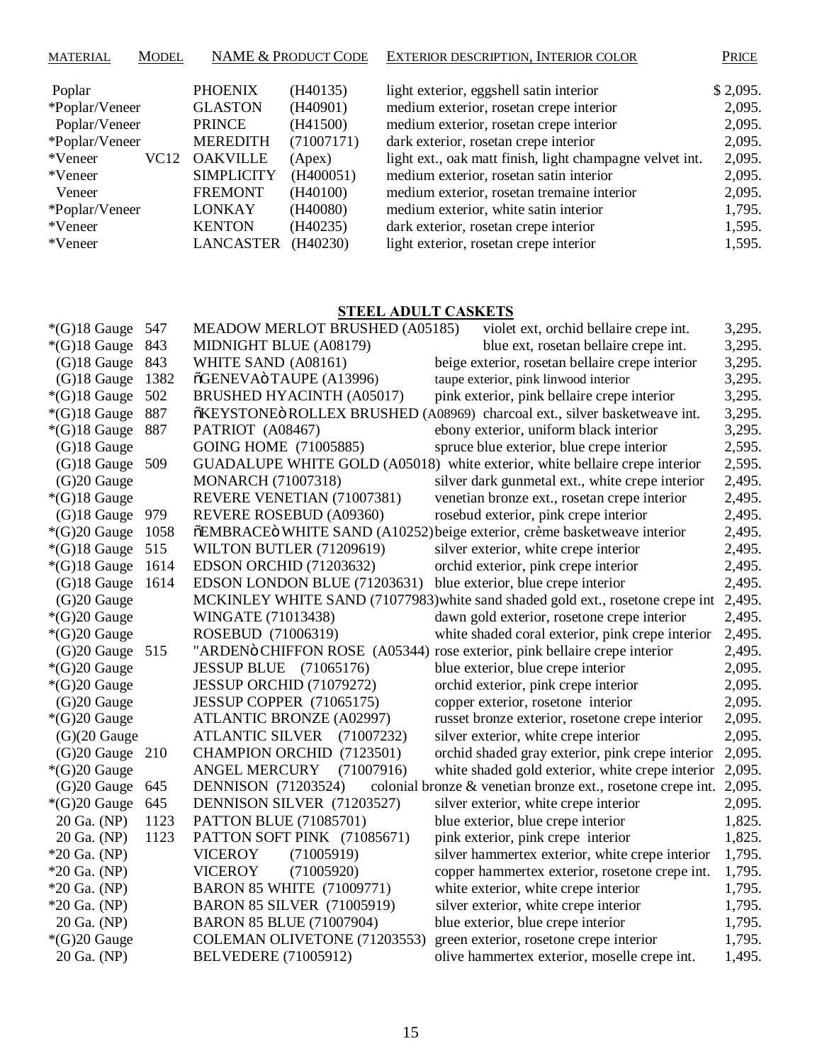| MATERIAL | MODEL | NAME & PRODUCT CODE | | EXTERIOR DESCRIPTION, INTERIOR COLOR | PRICE |
|---|---|---|---|---|---|
| Poplar | | PHOENIX | (H40135) | light exterior, eggshell satin interior | $ 2,095. |
| *Poplar/Veneer | | GLASTON | (H40901) | medium exterior, rosetan crepe interior | 2,095. |
| Poplar/Veneer | | PRINCE | (H41500) | medium exterior, rosetan crepe interior | 2,095. |
| *Poplar/Veneer | | MEREDITH | (71007171) | dark exterior, rosetan crepe interior | 2,095. |
| *Veneer | VC12 | OAKVILLE | (Apex) | light ext., oak matt finish, light champagne velvet int. | 2,095. |
| *Veneer | | SIMPLICITY | (H400051) | medium exterior, rosetan satin interior | 2,095. |
| Veneer | | FREMONT | (H40100) | medium exterior, rosetan tremaine interior | 2,095. |
| *Poplar/Veneer | | LONKAY | (H40080) | medium exterior, white satin interior | 1,795. |
| *Veneer | | KENTON | (H40235) | dark exterior, rosetan crepe interior | 1,595. |
| *Veneer | | LANCASTER | (H40230) | light exterior, rosetan crepe interior | 1,595. |

## STEEL ADULT CASKETS

| MATERIAL | MODEL | NAME & PRODUCT CODE | EXTERIOR DESCRIPTION, INTERIOR COLOR | PRICE |
|---|---|---|---|---|
| *(G)18 Gauge | 547 | MEADOW MERLOT BRUSHED (A05185) | violet ext, orchid bellaire crepe int. | 3,295. |
| *(G)18 Gauge | 843 | MIDNIGHT BLUE (A08179) | blue ext, rosetan bellaire crepe int. | 3,295. |
| (G)18 Gauge | 843 | WHITE SAND (A08161) | beige exterior, rosetan bellaire crepe interior | 3,295. |
| (G)18 Gauge | 1382 | õGENEVAò TAUPE (A13996) | taupe exterior, pink linwood interior | 3,295. |
| *(G)18 Gauge | 502 | BRUSHED HYACINTH (A05017) | pink exterior, pink bellaire crepe interior | 3,295. |
| *(G)18 Gauge | 887 | õKEYSTONEò ROLLEX BRUSHED (A08969) | charcoal ext., silver basketweave int. | 3,295. |
| *(G)18 Gauge | 887 | PATRIOT (A08467) | ebony exterior, uniform black interior | 3,295. |
| (G)18 Gauge | | GOING HOME (71005885) | spruce blue exterior, blue crepe interior | 2,595. |
| (G)18 Gauge | 509 | GUADALUPE WHITE GOLD (A05018) | white exterior, white bellaire crepe interior | 2,595. |
| (G)20 Gauge | | MONARCH (71007318) | silver dark gunmetal ext., white crepe interior | 2,495. |
| *(G)18 Gauge | | REVERE VENETIAN (71007381) | venetian bronze ext., rosetan crepe interior | 2,495. |
| (G)18 Gauge | 979 | REVERE ROSEBUD (A09360) | rosebud exterior, pink crepe interior | 2,495. |
| *(G)20 Gauge | 1058 | õEMBRACEò WHITE SAND (A10252) | beige exterior, crème basketweave interior | 2,495. |
| *(G)18 Gauge | 515 | WILTON BUTLER (71209619) | silver exterior, white crepe interior | 2,495. |
| *(G)18 Gauge | 1614 | EDSON ORCHID (71203632) | orchid exterior, pink crepe interior | 2,495. |
| (G)18 Gauge | 1614 | EDSON LONDON BLUE (71203631) | blue exterior, blue crepe interior | 2,495. |
| (G)20 Gauge | | MCKINLEY WHITE SAND (71077983) | white sand shaded gold ext., rosetone crepe int | 2,495. |
| *(G)20 Gauge | | WINGATE (71013438) | dawn gold exterior, rosetone crepe interior | 2,495. |
| *(G)20 Gauge | | ROSEBUD (71006319) | white shaded coral exterior, pink crepe interior | 2,495. |
| (G)20 Gauge | 515 | "ARDENò CHIFFON ROSE (A05344) | rose exterior, pink bellaire crepe interior | 2,495. |
| *(G)20 Gauge | | JESSUP BLUE (71065176) | blue exterior, blue crepe interior | 2,095. |
| *(G)20 Gauge | | JESSUP ORCHID (71079272) | orchid exterior, pink crepe interior | 2,095. |
| (G)20 Gauge | | JESSUP COPPER (71065175) | copper exterior, rosetone interior | 2,095. |
| *(G)20 Gauge | | ATLANTIC BRONZE (A02997) | russet bronze exterior, rosetone crepe interior | 2,095. |
| (G)(20 Gauge | | ATLANTIC SILVER (71007232) | silver exterior, white crepe interior | 2,095. |
| (G)20 Gauge | 210 | CHAMPION ORCHID (7123501) | orchid shaded gray exterior, pink crepe interior | 2,095. |
| *(G)20 Gauge | | ANGEL MERCURY (71007916) | white shaded gold exterior, white crepe interior | 2,095. |
| (G)20 Gauge | 645 | DENNISON (71203524) | colonial bronze & venetian bronze ext., rosetone crepe int. | 2,095. |
| *(G)20 Gauge | 645 | DENNISON SILVER (71203527) | silver exterior, white crepe interior | 2,095. |
| 20 Ga. (NP) | 1123 | PATTON BLUE (71085701) | blue exterior, blue crepe interior | 1,825. |
| 20 Ga. (NP) | 1123 | PATTON SOFT PINK (71085671) | pink exterior, pink crepe interior | 1,825. |
| *20 Ga. (NP) | | VICEROY (71005919) | silver hammertex exterior, white crepe interior | 1,795. |
| *20 Ga. (NP) | | VICEROY (71005920) | copper hammertex exterior, rosetone crepe int. | 1,795. |
| *20 Ga. (NP) | | BARON 85 WHITE (71009771) | white exterior, white crepe interior | 1,795. |
| *20 Ga. (NP) | | BARON 85 SILVER (71005919) | silver exterior, white crepe interior | 1,795. |
| 20 Ga. (NP) | | BARON 85 BLUE (71007904) | blue exterior, blue crepe interior | 1,795. |
| *(G)20 Gauge | | COLEMAN OLIVETONE (71203553) | green exterior, rosetone crepe interior | 1,795. |
| 20 Ga. (NP) | | BELVEDERE (71005912) | olive hammertex exterior, moselle crepe int. | 1,495. |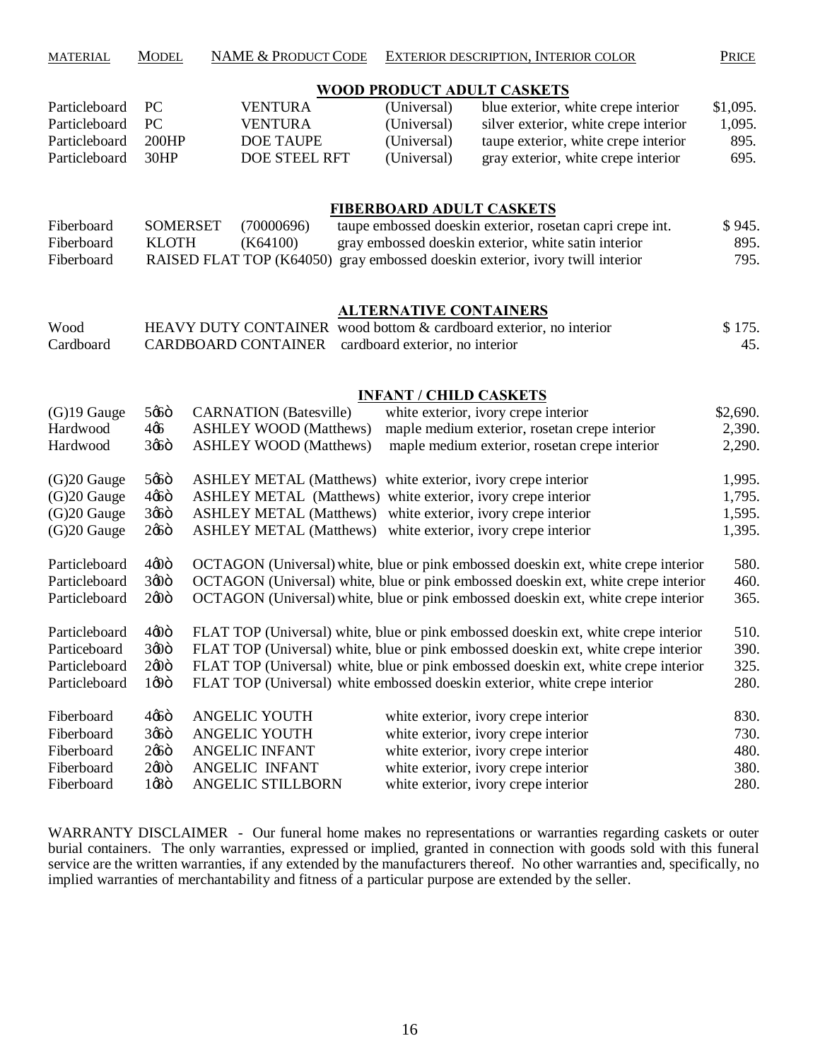| MATERIAL | MODEL | NAME & PRODUCT CODE | | EXTERIOR DESCRIPTION, INTERIOR COLOR | PRICE |
|---|---|---|---|---|---|
| | | **WOOD PRODUCT ADULT CASKETS** | | | |
| Particleboard | PC | VENTURA | (Universal) | blue exterior, white crepe interior | $1,095. |
| Particleboard | PC | VENTURA | (Universal) | silver exterior, white crepe interior | 1,095. |
| Particleboard | 200HP | DOE TAUPE | (Universal) | taupe exterior, white crepe interior | 895. |
| Particleboard | 30HP | DOE STEEL RFT | (Universal) | gray exterior, white crepe interior | 695. |
| | | **FIBERBOARD ADULT CASKETS** | | | |
| Fiberboard | SOMERSET | (70000696) | | taupe embossed doeskin exterior, rosetan capri crepe int. | $ 945. |
| Fiberboard | KLOTH | (K64100) | | gray embossed doeskin exterior, white satin interior | 895. |
| Fiberboard | | RAISED FLAT TOP (K64050) | | gray embossed doeskin exterior, ivory twill interior | 795. |
| | | **ALTERNATIVE CONTAINERS** | | | |
| Wood | | HEAVY DUTY CONTAINER | | wood bottom & cardboard exterior, no interior | $ 175. |
| Cardboard | | CARDBOARD CONTAINER | | cardboard exterior, no interior | 45. |
| | | **INFANT / CHILD CASKETS** | | | |
| (G)19 Gauge | 5ǿ6ǒ | CARNATION (Batesville) | | white exterior, ivory crepe interior | $2,690. |
| Hardwood | 4ǿ6 | ASHLEY WOOD (Matthews) | | maple medium exterior, rosetan crepe interior | 2,390. |
| Hardwood | 3ǿ6ǒ | ASHLEY WOOD (Matthews) | | maple medium exterior, rosetan crepe interior | 2,290. |
| (G)20 Gauge | 5ǿ6ǒ | ASHLEY METAL (Matthews) | | white exterior, ivory crepe interior | 1,995. |
| (G)20 Gauge | 4ǿ6ǒ | ASHLEY METAL (Matthews) | | white exterior, ivory crepe interior | 1,795. |
| (G)20 Gauge | 3ǿ6ǒ | ASHLEY METAL (Matthews) | | white exterior, ivory crepe interior | 1,595. |
| (G)20 Gauge | 2ǿ6ǒ | ASHLEY METAL (Matthews) | | white exterior, ivory crepe interior | 1,395. |
| Particleboard | 4ǿ0ǒ | OCTAGON (Universal) | | white, blue or pink embossed doeskin ext, white crepe interior | 580. |
| Particleboard | 3ǿ0ǒ | OCTAGON (Universal) | | white, blue or pink embossed doeskin ext, white crepe interior | 460. |
| Particleboard | 2ǿ0ǒ | OCTAGON (Universal) | | white, blue or pink embossed doeskin ext, white crepe interior | 365. |
| Particleboard | 4ǿ0ǒ | FLAT TOP (Universal) | | white, blue or pink embossed doeskin ext, white crepe interior | 510. |
| Particeboard | 3ǿ0ǒ | FLAT TOP (Universal) | | white, blue or pink embossed doeskin ext, white crepe interior | 390. |
| Particleboard | 2ǿ0ǒ | FLAT TOP (Universal) | | white, blue or pink embossed doeskin ext, white crepe interior | 325. |
| Particleboard | 1ǿ9ǒ | FLAT TOP (Universal) | | white embossed doeskin exterior, white crepe interior | 280. |
| Fiberboard | 4ǿ6ǒ | ANGELIC YOUTH | | white exterior, ivory crepe interior | 830. |
| Fiberboard | 3ǿ6ǒ | ANGELIC YOUTH | | white exterior, ivory crepe interior | 730. |
| Fiberboard | 2ǿ6ǒ | ANGELIC INFANT | | white exterior, ivory crepe interior | 480. |
| Fiberboard | 2ǿ0ǒ | ANGELIC INFANT | | white exterior, ivory crepe interior | 380. |
| Fiberboard | 1ǿ8ǒ | ANGELIC STILLBORN | | white exterior, ivory crepe interior | 280. |

WARRANTY DISCLAIMER - Our funeral home makes no representations or warranties regarding caskets or outer burial containers. The only warranties, expressed or implied, granted in connection with goods sold with this funeral service are the written warranties, if any extended by the manufacturers thereof. No other warranties and, specifically, no implied warranties of merchantability and fitness of a particular purpose are extended by the seller.